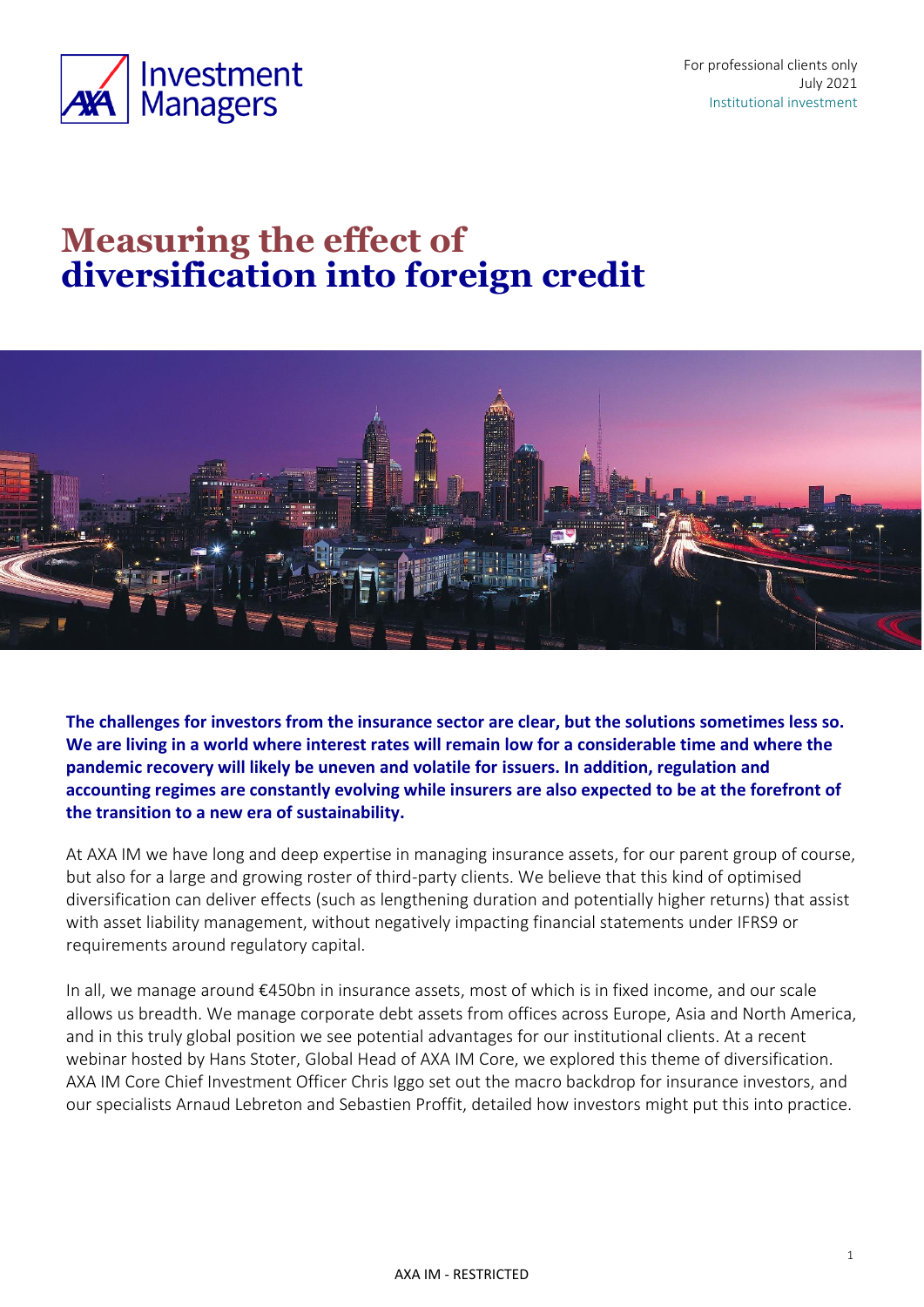For professional clients only
July 2021
Institutional investment

# Measuring the effect of diversification into foreign credit

**The challenges for investors from the insurance sector are clear, but the solutions sometimes less so. We are living in a world where interest rates will remain low for a considerable time and where the pandemic recovery will likely be uneven and volatile for issuers. In addition, regulation and accounting regimes are constantly evolving while insurers are also expected to be at the forefront of the transition to a new era of sustainability.**

At AXA IM we have long and deep expertise in managing insurance assets, for our parent group of course, but also for a large and growing roster of third-party clients. We believe that this kind of optimised diversification can deliver effects (such as lengthening duration and potentially higher returns) that assist with asset liability management, without negatively impacting financial statements under IFRS9 or requirements around regulatory capital.

In all, we manage around €450bn in insurance assets, most of which is in fixed income, and our scale allows us breadth. We manage corporate debt assets from offices across Europe, Asia and North America, and in this truly global position we see potential advantages for our institutional clients. At a recent webinar hosted by Hans Stoter, Global Head of AXA IM Core, we explored this theme of diversification. AXA IM Core Chief Investment Officer Chris Iggo set out the macro backdrop for insurance investors, and our specialists Arnaud Lebreton and Sebastien Proffit, detailed how investors might put this into practice.

AXA IM - RESTRICTED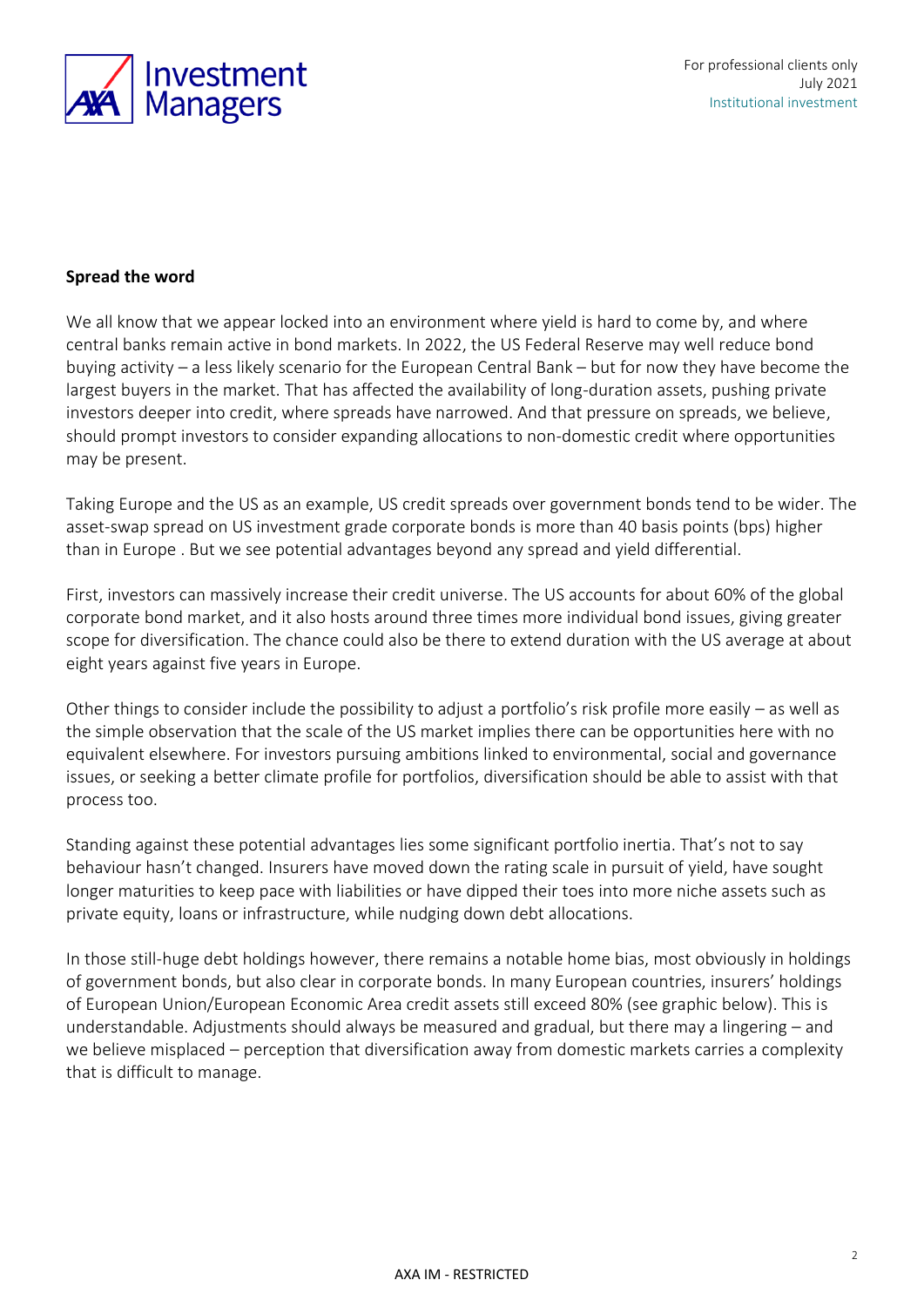**Spread the word**

We all know that we appear locked into an environment where yield is hard to come by, and where central banks remain active in bond markets. In 2022, the US Federal Reserve may well reduce bond buying activity – a less likely scenario for the European Central Bank – but for now they have become the largest buyers in the market. That has affected the availability of long-duration assets, pushing private investors deeper into credit, where spreads have narrowed. And that pressure on spreads, we believe, should prompt investors to consider expanding allocations to non-domestic credit where opportunities may be present.

Taking Europe and the US as an example, US credit spreads over government bonds tend to be wider. The asset-swap spread on US investment grade corporate bonds is more than 40 basis points (bps) higher than in Europe . But we see potential advantages beyond any spread and yield differential.

First, investors can massively increase their credit universe. The US accounts for about 60% of the global corporate bond market, and it also hosts around three times more individual bond issues, giving greater scope for diversification. The chance could also be there to extend duration with the US average at about eight years against five years in Europe.

Other things to consider include the possibility to adjust a portfolio's risk profile more easily – as well as the simple observation that the scale of the US market implies there can be opportunities here with no equivalent elsewhere. For investors pursuing ambitions linked to environmental, social and governance issues, or seeking a better climate profile for portfolios, diversification should be able to assist with that process too.

Standing against these potential advantages lies some significant portfolio inertia. That's not to say behaviour hasn't changed. Insurers have moved down the rating scale in pursuit of yield, have sought longer maturities to keep pace with liabilities or have dipped their toes into more niche assets such as private equity, loans or infrastructure, while nudging down debt allocations.

In those still-huge debt holdings however, there remains a notable home bias, most obviously in holdings of government bonds, but also clear in corporate bonds. In many European countries, insurers' holdings of European Union/European Economic Area credit assets still exceed 80% (see graphic below). This is understandable. Adjustments should always be measured and gradual, but there may a lingering – and we believe misplaced – perception that diversification away from domestic markets carries a complexity that is difficult to manage.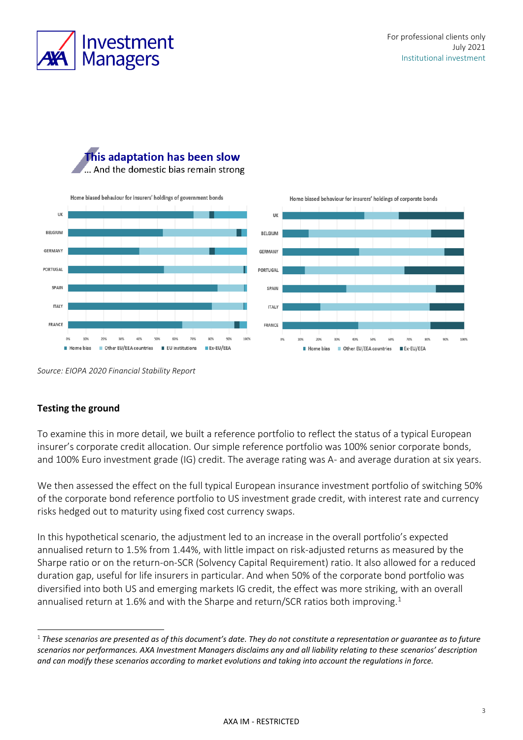## This adaptation has been slow

... And the domestic bias remain strong

Source: EIOPA 2020 Financial Stability Report

### Testing the ground

To examine this in more detail, we built a reference portfolio to reflect the status of a typical European insurer's corporate credit allocation. Our simple reference portfolio was 100% senior corporate bonds, and 100% Euro investment grade (IG) credit. The average rating was A- and average duration at six years.

We then assessed the effect on the full typical European insurance investment portfolio of switching 50% of the corporate bond reference portfolio to US investment grade credit, with interest rate and currency risks hedged out to maturity using fixed cost currency swaps.

In this hypothetical scenario, the adjustment led to an increase in the overall portfolio's expected annualised return to 1.5% from 1.44%, with little impact on risk-adjusted returns as measured by the Sharpe ratio or on the return-on-SCR (Solvency Capital Requirement) ratio. It also allowed for a reduced duration gap, useful for life insurers in particular. And when 50% of the corporate bond portfolio was diversified into both US and emerging markets IG credit, the effect was more striking, with an overall annualised return at 1.6% and with the Sharpe and return/SCR ratios both improving.[1]

---

[1] *These scenarios are presented as of this document's date. They do not constitute a representation or guarantee as to future scenarios nor performances. AXA Investment Managers disclaims any and all liability relating to these scenarios' description and can modify these scenarios according to market evolutions and taking into account the regulations in force.*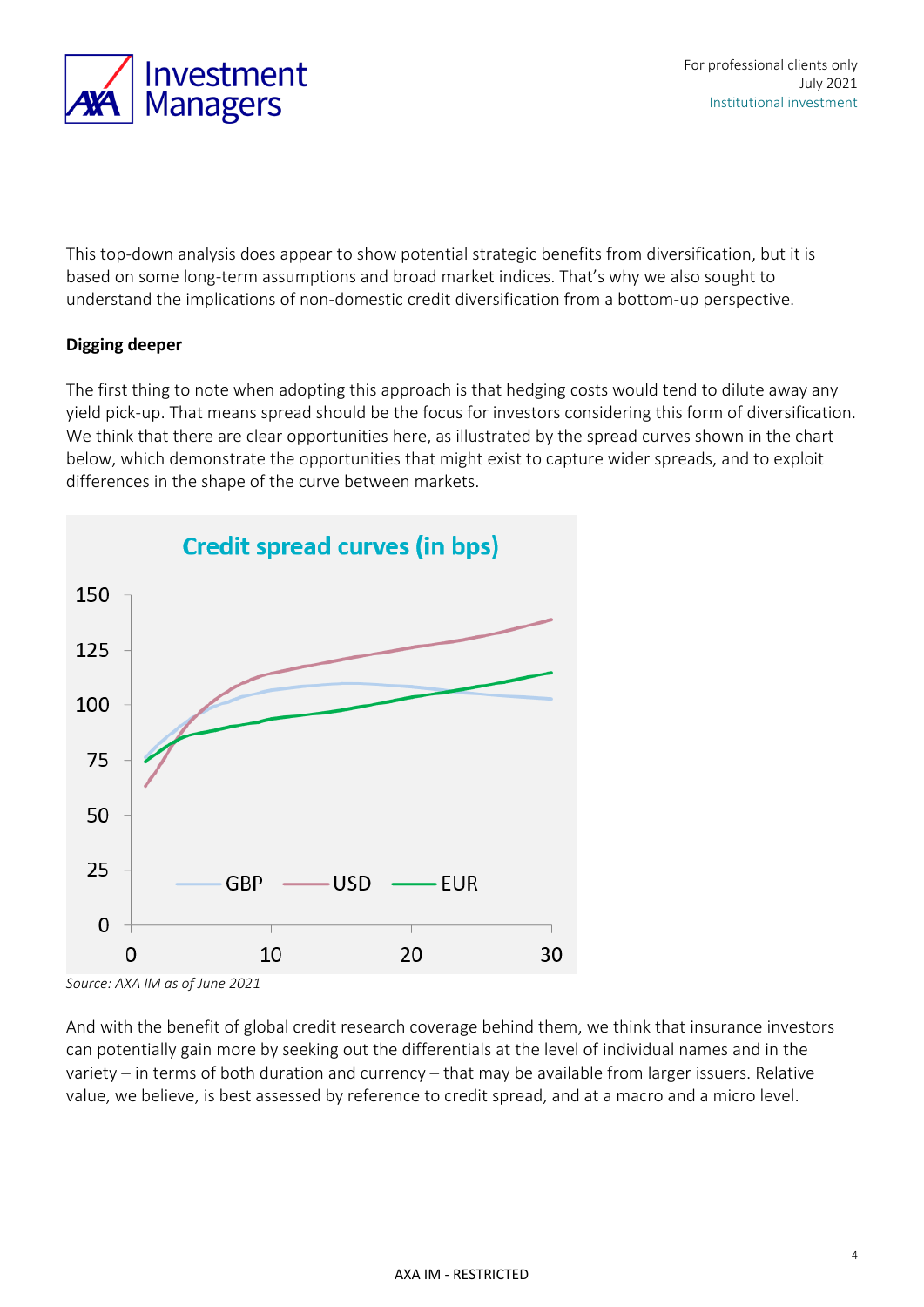This top-down analysis does appear to show potential strategic benefits from diversification, but it is based on some long-term assumptions and broad market indices. That's why we also sought to understand the implications of non-domestic credit diversification from a bottom-up perspective.

**Digging deeper**

The first thing to note when adopting this approach is that hedging costs would tend to dilute away any yield pick-up. That means spread should be the focus for investors considering this form of diversification. We think that there are clear opportunities here, as illustrated by the spread curves shown in the chart below, which demonstrate the opportunities that might exist to capture wider spreads, and to exploit differences in the shape of the curve between markets.

**Credit spread curves (in bps)**

*Source: AXA IM as of June 2021*

And with the benefit of global credit research coverage behind them, we think that insurance investors can potentially gain more by seeking out the differentials at the level of individual names and in the variety – in terms of both duration and currency – that may be available from larger issuers. Relative value, we believe, is best assessed by reference to credit spread, and at a macro and a micro level.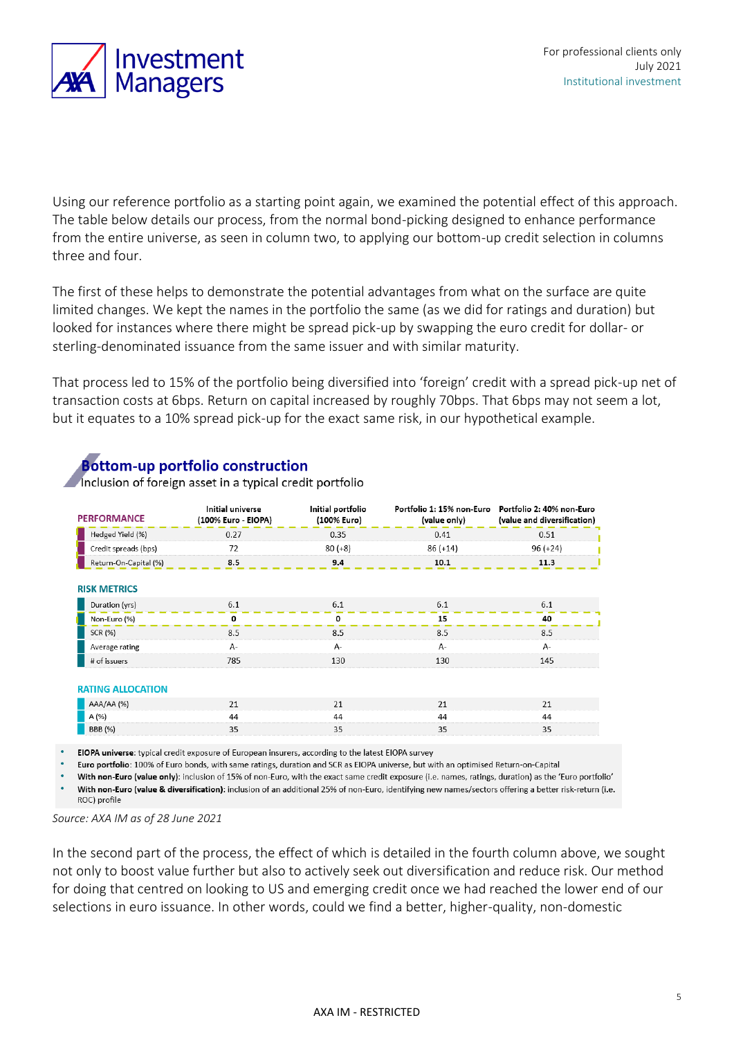Using our reference portfolio as a starting point again, we examined the potential effect of this approach. The table below details our process, from the normal bond-picking designed to enhance performance from the entire universe, as seen in column two, to applying our bottom-up credit selection in columns three and four.

The first of these helps to demonstrate the potential advantages from what on the surface are quite limited changes. We kept the names in the portfolio the same (as we did for ratings and duration) but looked for instances where there might be spread pick-up by swapping the euro credit for dollar- or sterling-denominated issuance from the same issuer and with similar maturity.

That process led to 15% of the portfolio being diversified into 'foreign' credit with a spread pick-up net of transaction costs at 6bps. Return on capital increased by roughly 70bps. That 6bps may not seem a lot, but it equates to a 10% spread pick-up for the exact same risk, in our hypothetical example.

## Bottom-up portfolio construction

Inclusion of foreign asset in a typical credit portfolio

| PERFORMANCE | Initial universe (100% Euro - EIOPA) | Initial portfolio (100% Euro) | Portfolio 1: 15% non-Euro (value only) | Portfolio 2: 40% non-Euro (value and diversification) |
|---|---|---|---|---|
| Hedged Yield (%) | 0.27 | 0.35 | 0.41 | 0.51 |
| Credit spreads (bps) | 72 | 80 (+8) | 86 (+14) | 96 (+24) |
| Return-On-Capital (%) | **8.5** | **9.4** | **10.1** | **11.3** |
| **RISK METRICS** | | | | |
| Duration (yrs) | 6.1 | 6.1 | 6.1 | 6.1 |
| Non-Euro (%) | **0** | **0** | **15** | **40** |
| SCR (%) | 8.5 | 8.5 | 8.5 | 8.5 |
| Average rating | A- | A- | A- | A- |
| # of issuers | 785 | 130 | 130 | 145 |
| **RATING ALLOCATION** | | | | |
| AAA/AA (%) | 21 | 21 | 21 | 21 |
| A (%) | 44 | 44 | 44 | 44 |
| BBB (%) | 35 | 35 | 35 | 35 |

- **EIOPA universe**: typical credit exposure of European insurers, according to the latest EIOPA survey
- **Euro portfolio**: 100% of Euro bonds, with same ratings, duration and SCR as EIOPA universe, but with an optimised Return-on-Capital
- **With non-Euro (value only)**: inclusion of 15% of non-Euro, with the exact same credit exposure (i.e. names, ratings, duration) as the 'Euro portfolio'
- **With non-Euro (value & diversification)**: inclusion of an additional 25% of non-Euro, identifying new names/sectors offering a better risk-return (i.e. ROC) profile

*Source: AXA IM as of 28 June 2021*

In the second part of the process, the effect of which is detailed in the fourth column above, we sought not only to boost value further but also to actively seek out diversification and reduce risk. Our method for doing that centred on looking to US and emerging credit once we had reached the lower end of our selections in euro issuance. In other words, could we find a better, higher-quality, non-domestic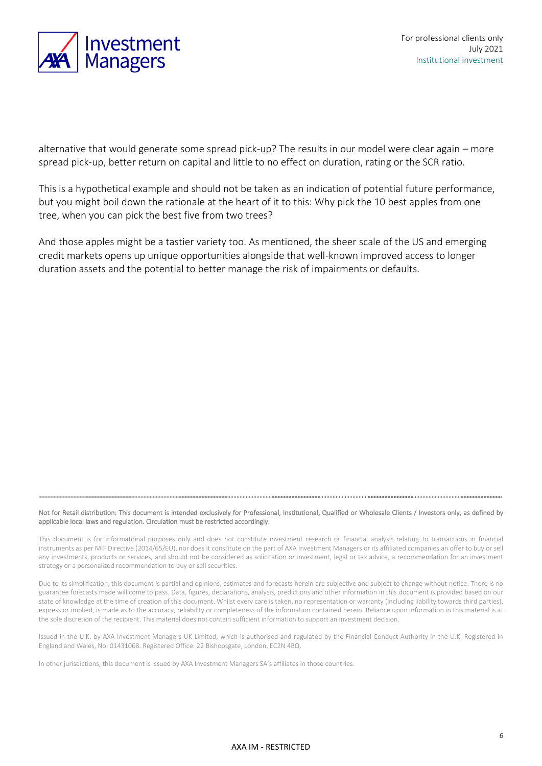alternative that would generate some spread pick-up? The results in our model were clear again – more spread pick-up, better return on capital and little to no effect on duration, rating or the SCR ratio.

This is a hypothetical example and should not be taken as an indication of potential future performance, but you might boil down the rationale at the heart of it to this: Why pick the 10 best apples from one tree, when you can pick the best five from two trees?

And those apples might be a tastier variety too. As mentioned, the sheer scale of the US and emerging credit markets opens up unique opportunities alongside that well-known improved access to longer duration assets and the potential to better manage the risk of impairments or defaults.

---

Not for Retail distribution: This document is intended exclusively for Professional, Institutional, Qualified or Wholesale Clients / Investors only, as defined by applicable local laws and regulation. Circulation must be restricted accordingly.

This document is for informational purposes only and does not constitute investment research or financial analysis relating to transactions in financial instruments as per MIF Directive (2014/65/EU), nor does it constitute on the part of AXA Investment Managers or its affiliated companies an offer to buy or sell any investments, products or services, and should not be considered as solicitation or investment, legal or tax advice, a recommendation for an investment strategy or a personalized recommendation to buy or sell securities.

Due to its simplification, this document is partial and opinions, estimates and forecasts herein are subjective and subject to change without notice. There is no guarantee forecasts made will come to pass. Data, figures, declarations, analysis, predictions and other information in this document is provided based on our state of knowledge at the time of creation of this document. Whilst every care is taken, no representation or warranty (including liability towards third parties), express or implied, is made as to the accuracy, reliability or completeness of the information contained herein. Reliance upon information in this material is at the sole discretion of the recipient. This material does not contain sufficient information to support an investment decision.

Issued in the U.K. by AXA Investment Managers UK Limited, which is authorised and regulated by the Financial Conduct Authority in the U.K. Registered in England and Wales, No: 01431068. Registered Office: 22 Bishopsgate, London, EC2N 4BQ.

In other jurisdictions, this document is issued by AXA Investment Managers SA's affiliates in those countries.